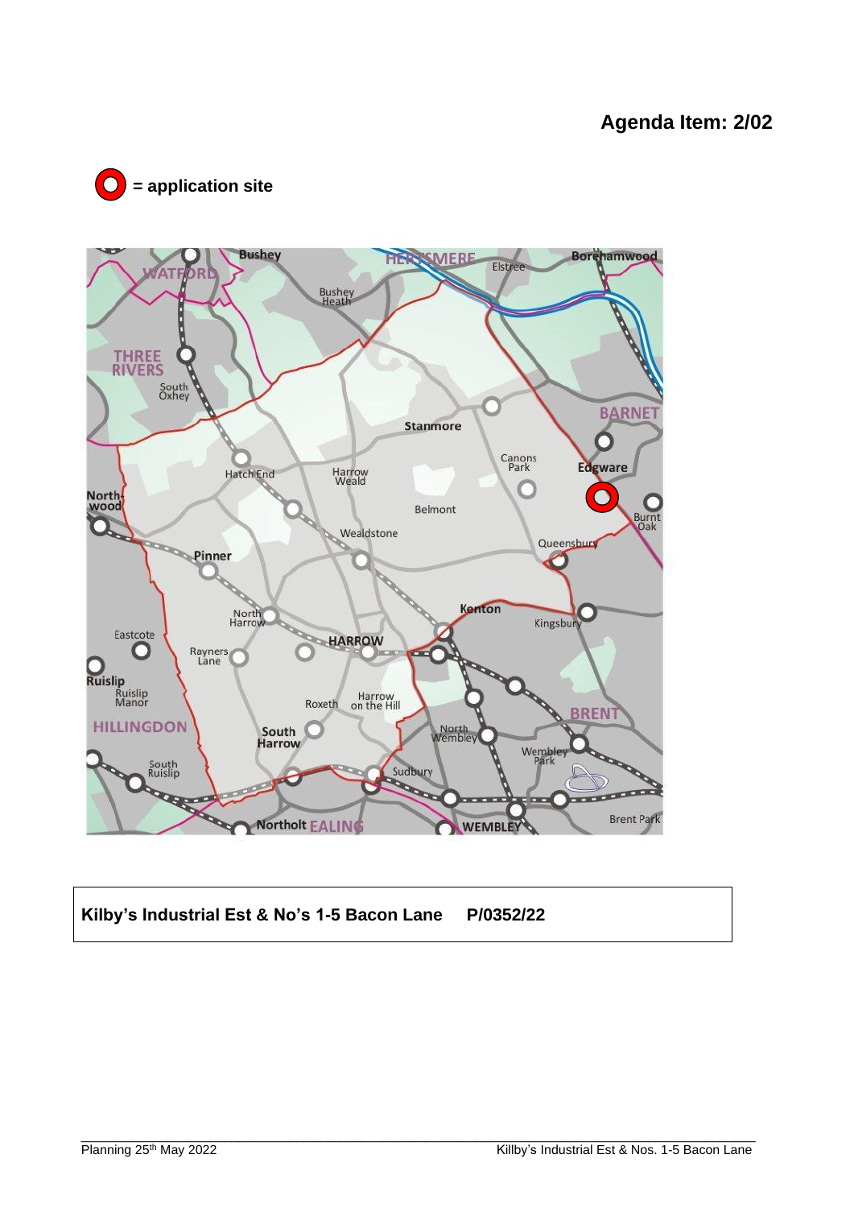# Agenda Item: 2/02

**= application site**

Bushey
WATFORD
HERTSMERE
Elstree
Borehamwood
Bushey Heath
THREE RIVERS
South Oxhey
BARNET
Stanmore
Canons Park
Edgware
Hatch End
Harrow Weald
Northwood
Belmont
Burnt Oak
Wealdstone
Queensbury
Pinner
Kenton
North Harrow
Kingsbury
Eastcote
HARROW
Rayners Lane
Ruislip
Ruislip Manor
Roxeth
Harrow on the Hill
BRENT
HILLINGDON
South Harrow
North Wembley
Wembley Park
South Ruislip
Sudbury
Northolt
EALING
WEMBLEY
Brent Park

| **Kilby's Industrial Est & No's 1-5 Bacon Lane** | **P/0352/22** |
|---|---|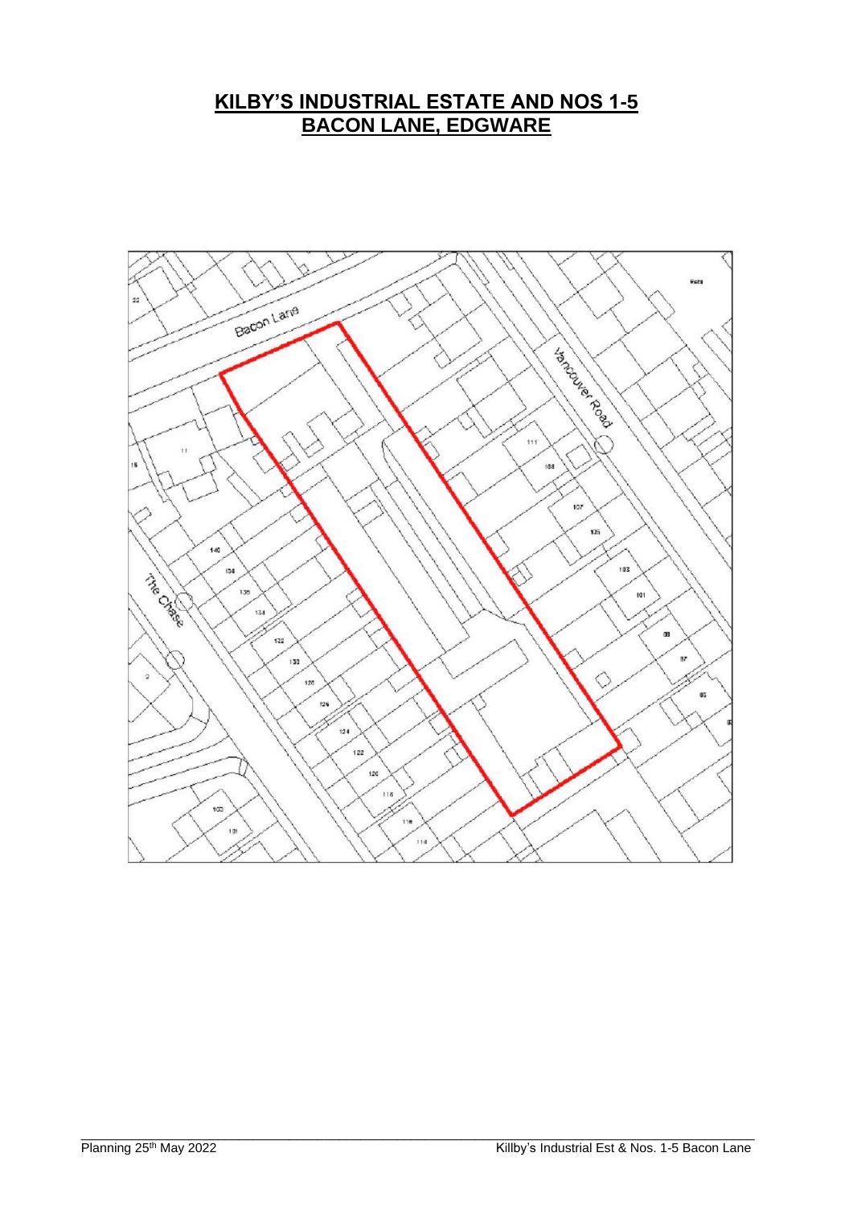# KILBY'S INDUSTRIAL ESTATE AND NOS 1-5 BACON LANE, EDGWARE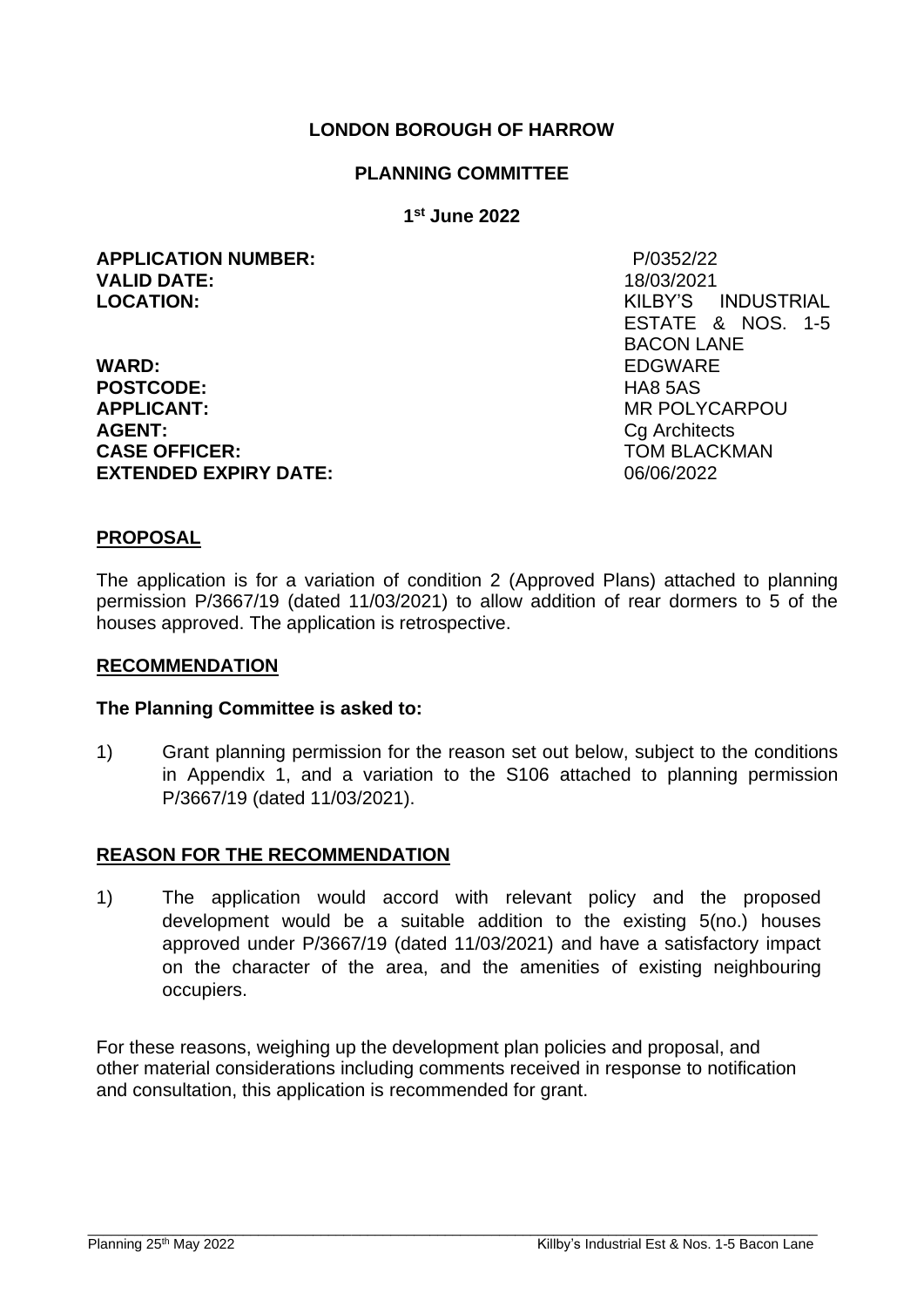**LONDON BOROUGH OF HARROW**

**PLANNING COMMITTEE**

**1st June 2022**

| | |
|---|---|
| **APPLICATION NUMBER:** | P/0352/22 |
| **VALID DATE:** | 18/03/2021 |
| **LOCATION:** | KILBY'S INDUSTRIAL ESTATE & NOS. 1-5 BACON LANE |
| **WARD:** | EDGWARE |
| **POSTCODE:** | HA8 5AS |
| **APPLICANT:** | MR POLYCARPOU |
| **AGENT:** | Cg Architects |
| **CASE OFFICER:** | TOM BLACKMAN |
| **EXTENDED EXPIRY DATE:** | 06/06/2022 |

## PROPOSAL

The application is for a variation of condition 2 (Approved Plans) attached to planning permission P/3667/19 (dated 11/03/2021) to allow addition of rear dormers to 5 of the houses approved. The application is retrospective.

## RECOMMENDATION

**The Planning Committee is asked to:**

1) Grant planning permission for the reason set out below, subject to the conditions in Appendix 1, and a variation to the S106 attached to planning permission P/3667/19 (dated 11/03/2021).

## REASON FOR THE RECOMMENDATION

1) The application would accord with relevant policy and the proposed development would be a suitable addition to the existing 5(no.) houses approved under P/3667/19 (dated 11/03/2021) and have a satisfactory impact on the character of the area, and the amenities of existing neighbouring occupiers.

For these reasons, weighing up the development plan policies and proposal, and other material considerations including comments received in response to notification and consultation, this application is recommended for grant.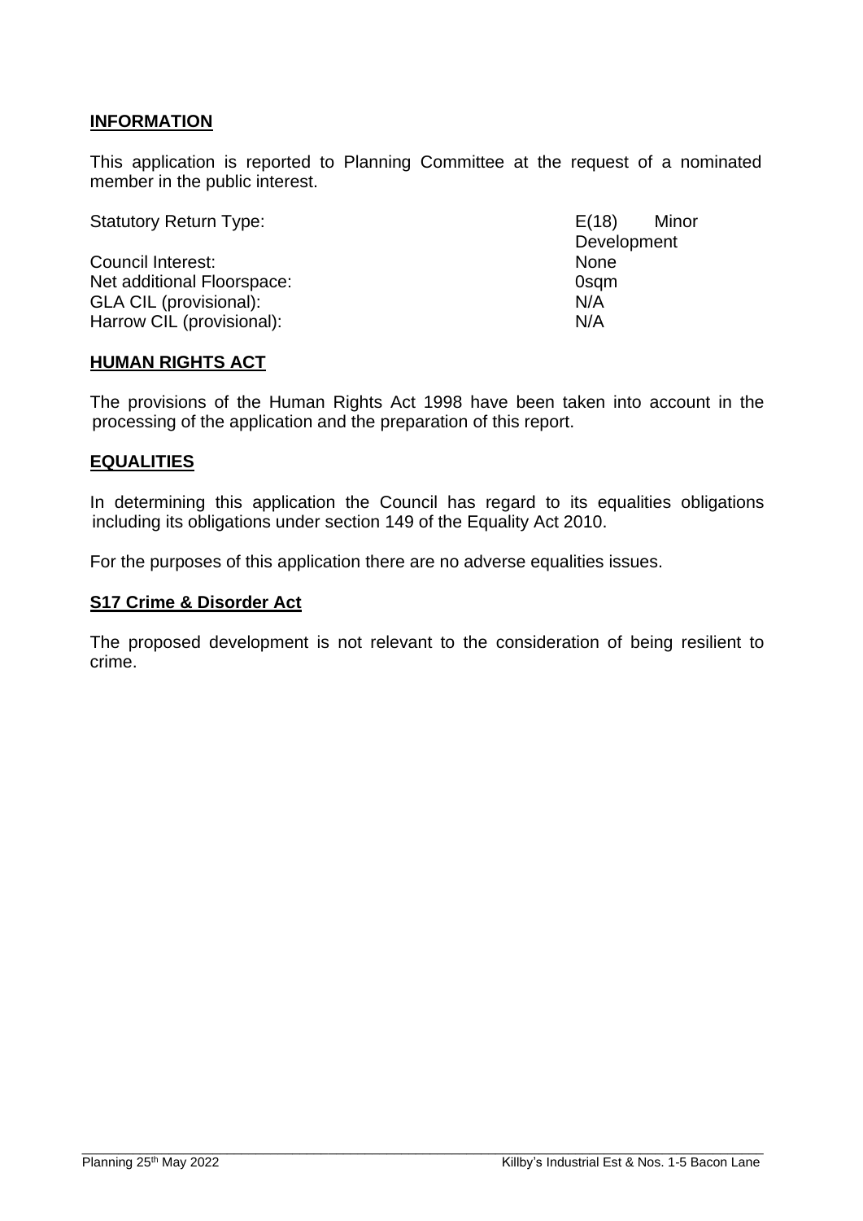## INFORMATION

This application is reported to Planning Committee at the request of a nominated member in the public interest.

| | |
|---|---|
| Statutory Return Type: | E(18) Minor Development |
| Council Interest: | None |
| Net additional Floorspace: | 0sqm |
| GLA CIL (provisional): | N/A |
| Harrow CIL (provisional): | N/A |

## HUMAN RIGHTS ACT

The provisions of the Human Rights Act 1998 have been taken into account in the processing of the application and the preparation of this report.

## EQUALITIES

In determining this application the Council has regard to its equalities obligations including its obligations under section 149 of the Equality Act 2010.

For the purposes of this application there are no adverse equalities issues.

## S17 Crime & Disorder Act

The proposed development is not relevant to the consideration of being resilient to crime.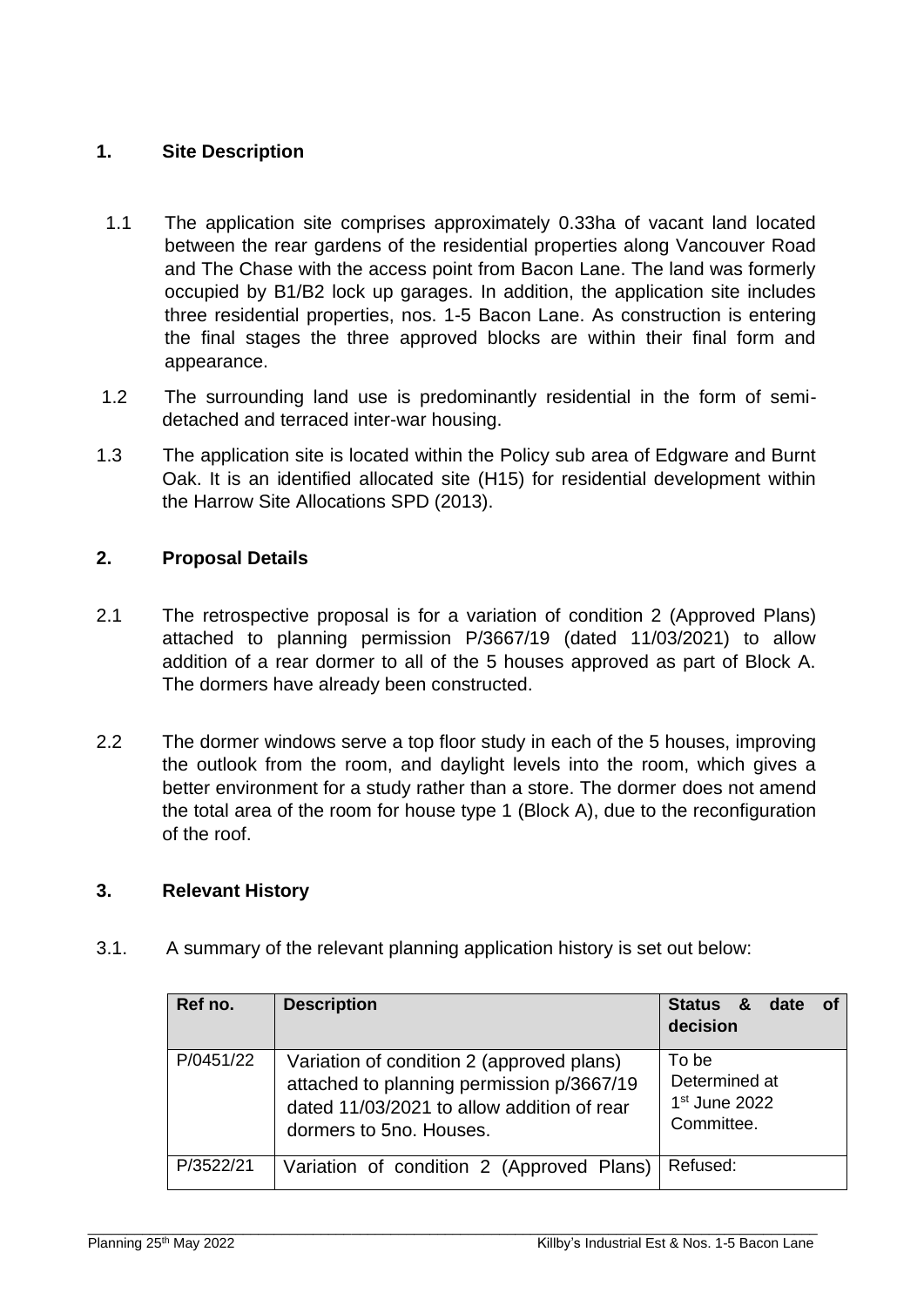## 1. Site Description

1.1 The application site comprises approximately 0.33ha of vacant land located between the rear gardens of the residential properties along Vancouver Road and The Chase with the access point from Bacon Lane. The land was formerly occupied by B1/B2 lock up garages. In addition, the application site includes three residential properties, nos. 1-5 Bacon Lane. As construction is entering the final stages the three approved blocks are within their final form and appearance.

1.2 The surrounding land use is predominantly residential in the form of semi-detached and terraced inter-war housing.

1.3 The application site is located within the Policy sub area of Edgware and Burnt Oak. It is an identified allocated site (H15) for residential development within the Harrow Site Allocations SPD (2013).

## 2. Proposal Details

2.1 The retrospective proposal is for a variation of condition 2 (Approved Plans) attached to planning permission P/3667/19 (dated 11/03/2021) to allow addition of a rear dormer to all of the 5 houses approved as part of Block A. The dormers have already been constructed.

2.2 The dormer windows serve a top floor study in each of the 5 houses, improving the outlook from the room, and daylight levels into the room, which gives a better environment for a study rather than a store. The dormer does not amend the total area of the room for house type 1 (Block A), due to the reconfiguration of the roof.

## 3. Relevant History

3.1. A summary of the relevant planning application history is set out below:

| Ref no. | Description | Status & date of decision |
|---|---|---|
| P/0451/22 | Variation of condition 2 (approved plans) attached to planning permission p/3667/19 dated 11/03/2021 to allow addition of rear dormers to 5no. Houses. | To be Determined at 1st June 2022 Committee. |
| P/3522/21 | Variation of condition 2 (Approved Plans) | Refused: |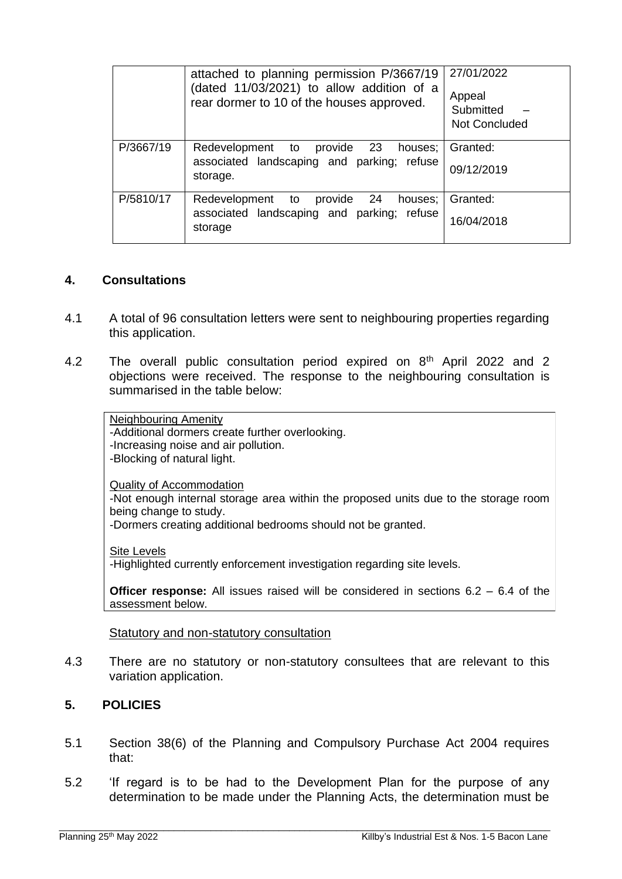| | attached to planning permission P/3667/19 (dated 11/03/2021) to allow addition of a rear dormer to 10 of the houses approved. | 27/01/2022<br>Appeal Submitted – Not Concluded |
|---|---|---|
| P/3667/19 | Redevelopment to provide 23 houses; associated landscaping and parking; refuse storage. | Granted:<br>09/12/2019 |
| P/5810/17 | Redevelopment to provide 24 houses; associated landscaping and parking; refuse storage | Granted:<br>16/04/2018 |

## 4. Consultations

4.1 A total of 96 consultation letters were sent to neighbouring properties regarding this application.

4.2 The overall public consultation period expired on 8th April 2022 and 2 objections were received. The response to the neighbouring consultation is summarised in the table below:

| Neighbouring Amenity<br>-Additional dormers create further overlooking.<br>-Increasing noise and air pollution.<br>-Blocking of natural light.<br><br>Quality of Accommodation<br>-Not enough internal storage area within the proposed units due to the storage room being change to study.<br>-Dormers creating additional bedrooms should not be granted.<br><br>Site Levels<br>-Highlighted currently enforcement investigation regarding site levels.<br><br>**Officer response:** All issues raised will be considered in sections 6.2 – 6.4 of the assessment below. |
|---|

Statutory and non-statutory consultation

4.3 There are no statutory or non-statutory consultees that are relevant to this variation application.

## 5. POLICIES

5.1 Section 38(6) of the Planning and Compulsory Purchase Act 2004 requires that:

5.2 'If regard is to be had to the Development Plan for the purpose of any determination to be made under the Planning Acts, the determination must be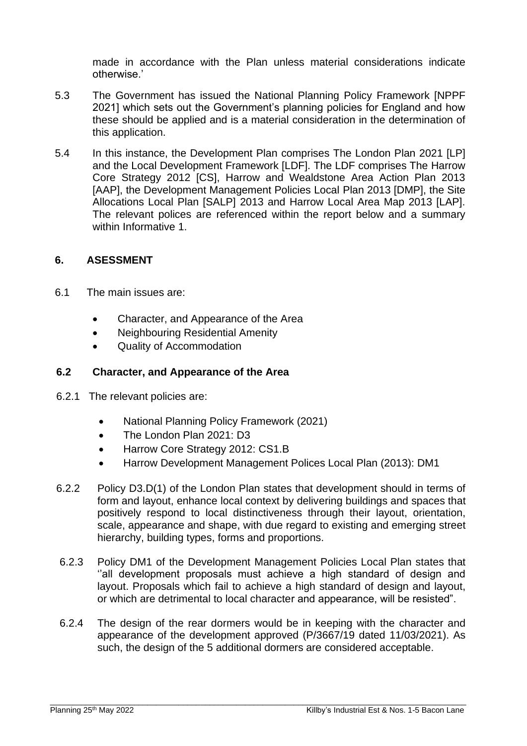made in accordance with the Plan unless material considerations indicate otherwise.'

5.3 The Government has issued the National Planning Policy Framework [NPPF 2021] which sets out the Government's planning policies for England and how these should be applied and is a material consideration in the determination of this application.

5.4 In this instance, the Development Plan comprises The London Plan 2021 [LP] and the Local Development Framework [LDF]. The LDF comprises The Harrow Core Strategy 2012 [CS], Harrow and Wealdstone Area Action Plan 2013 [AAP], the Development Management Policies Local Plan 2013 [DMP], the Site Allocations Local Plan [SALP] 2013 and Harrow Local Area Map 2013 [LAP]. The relevant polices are referenced within the report below and a summary within Informative 1.

## 6. ASESSMENT

6.1 The main issues are:

- Character, and Appearance of the Area
- Neighbouring Residential Amenity
- Quality of Accommodation

### 6.2 Character, and Appearance of the Area

6.2.1 The relevant policies are:

- National Planning Policy Framework (2021)
- The London Plan 2021: D3
- Harrow Core Strategy 2012: CS1.B
- Harrow Development Management Polices Local Plan (2013): DM1

6.2.2 Policy D3.D(1) of the London Plan states that development should in terms of form and layout, enhance local context by delivering buildings and spaces that positively respond to local distinctiveness through their layout, orientation, scale, appearance and shape, with due regard to existing and emerging street hierarchy, building types, forms and proportions.

6.2.3 Policy DM1 of the Development Management Policies Local Plan states that ''all development proposals must achieve a high standard of design and layout. Proposals which fail to achieve a high standard of design and layout, or which are detrimental to local character and appearance, will be resisted".

6.2.4 The design of the rear dormers would be in keeping with the character and appearance of the development approved (P/3667/19 dated 11/03/2021). As such, the design of the 5 additional dormers are considered acceptable.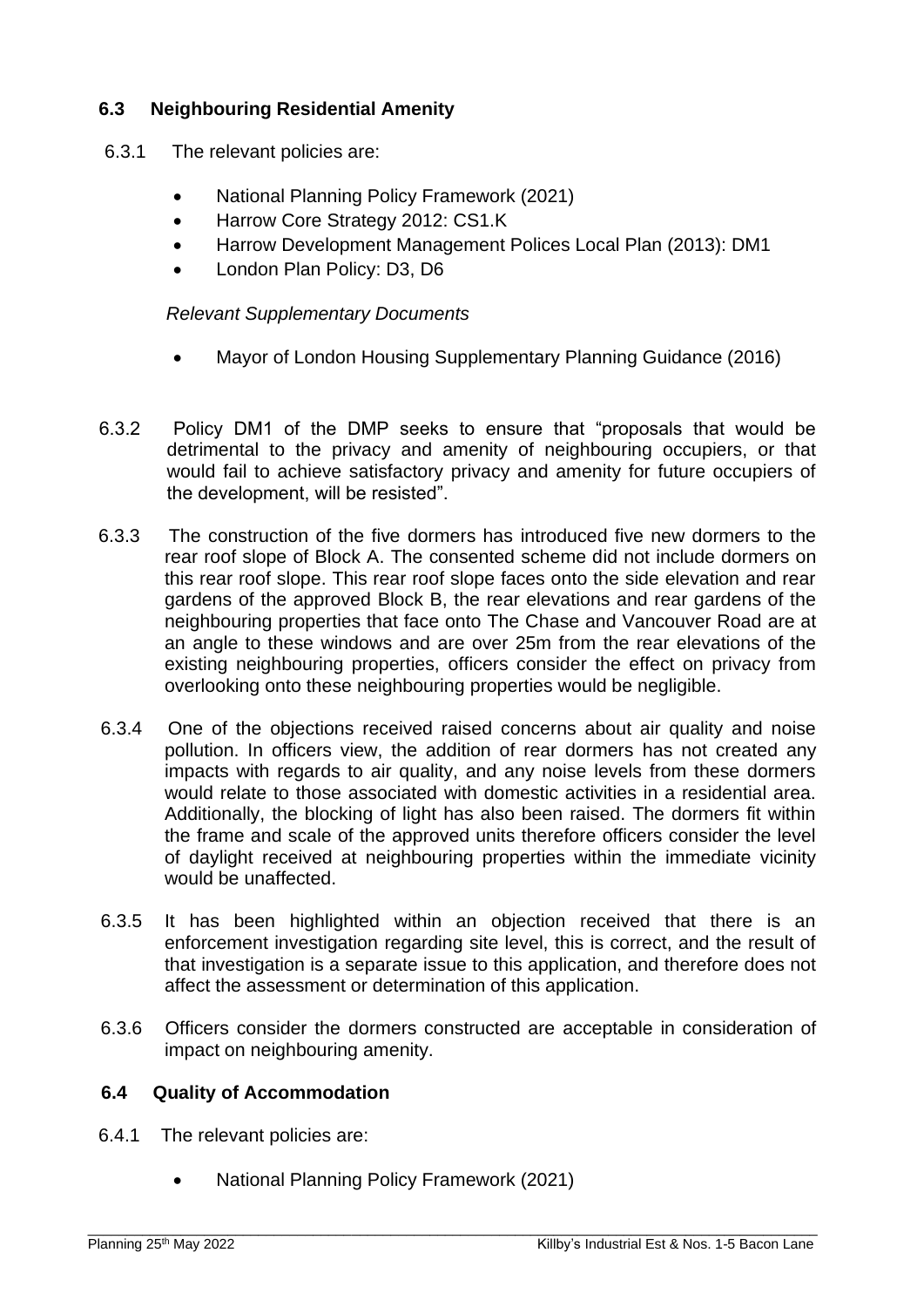## 6.3 Neighbouring Residential Amenity

6.3.1 The relevant policies are:

- National Planning Policy Framework (2021)
- Harrow Core Strategy 2012: CS1.K
- Harrow Development Management Polices Local Plan (2013): DM1
- London Plan Policy: D3, D6

*Relevant Supplementary Documents*

- Mayor of London Housing Supplementary Planning Guidance (2016)

6.3.2 Policy DM1 of the DMP seeks to ensure that "proposals that would be detrimental to the privacy and amenity of neighbouring occupiers, or that would fail to achieve satisfactory privacy and amenity for future occupiers of the development, will be resisted".

6.3.3 The construction of the five dormers has introduced five new dormers to the rear roof slope of Block A. The consented scheme did not include dormers on this rear roof slope. This rear roof slope faces onto the side elevation and rear gardens of the approved Block B, the rear elevations and rear gardens of the neighbouring properties that face onto The Chase and Vancouver Road are at an angle to these windows and are over 25m from the rear elevations of the existing neighbouring properties, officers consider the effect on privacy from overlooking onto these neighbouring properties would be negligible.

6.3.4 One of the objections received raised concerns about air quality and noise pollution. In officers view, the addition of rear dormers has not created any impacts with regards to air quality, and any noise levels from these dormers would relate to those associated with domestic activities in a residential area. Additionally, the blocking of light has also been raised. The dormers fit within the frame and scale of the approved units therefore officers consider the level of daylight received at neighbouring properties within the immediate vicinity would be unaffected.

6.3.5 It has been highlighted within an objection received that there is an enforcement investigation regarding site level, this is correct, and the result of that investigation is a separate issue to this application, and therefore does not affect the assessment or determination of this application.

6.3.6 Officers consider the dormers constructed are acceptable in consideration of impact on neighbouring amenity.

## 6.4 Quality of Accommodation

6.4.1 The relevant policies are:

- National Planning Policy Framework (2021)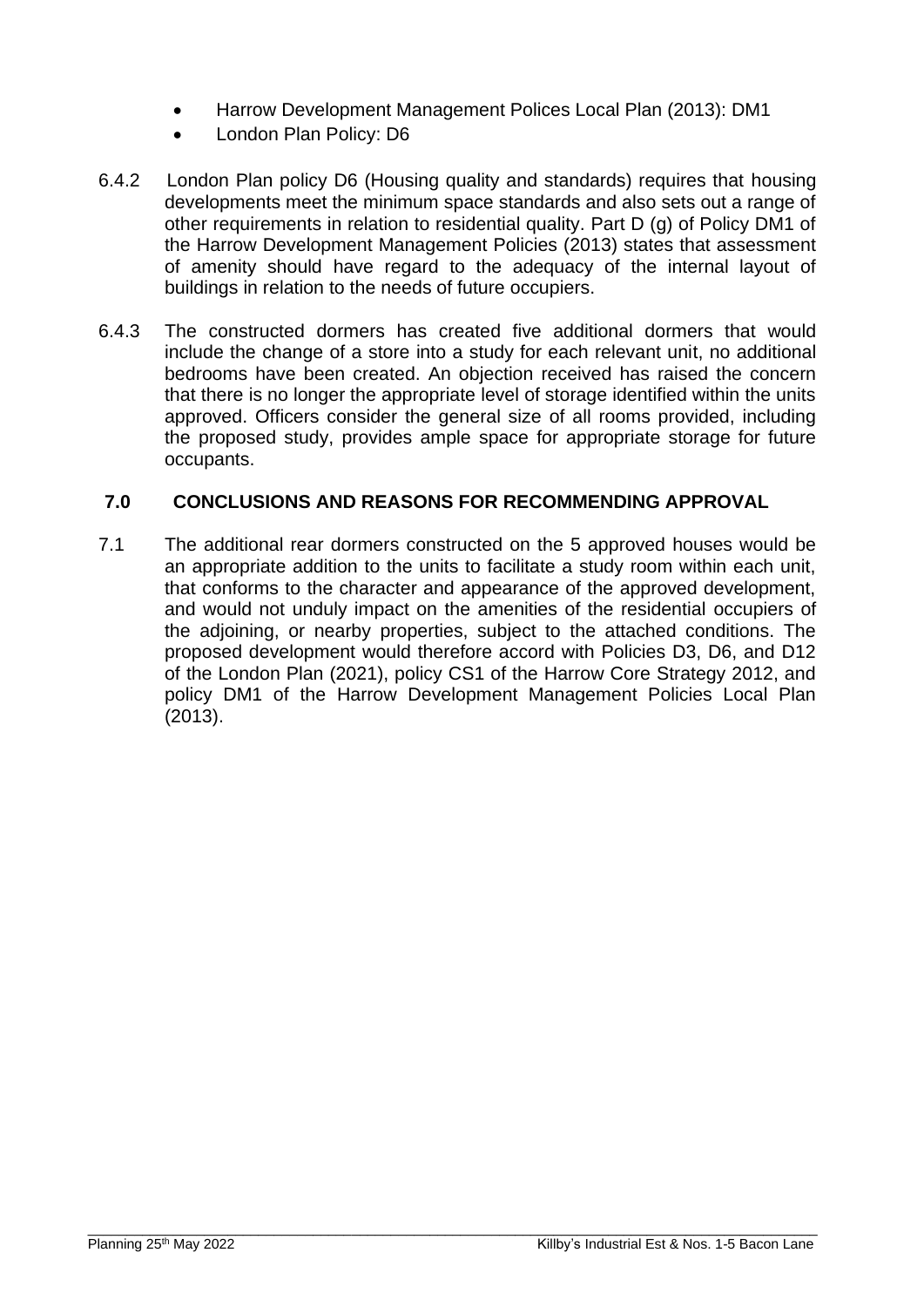- Harrow Development Management Polices Local Plan (2013): DM1
- London Plan Policy: D6

6.4.2 London Plan policy D6 (Housing quality and standards) requires that housing developments meet the minimum space standards and also sets out a range of other requirements in relation to residential quality. Part D (g) of Policy DM1 of the Harrow Development Management Policies (2013) states that assessment of amenity should have regard to the adequacy of the internal layout of buildings in relation to the needs of future occupiers.

6.4.3 The constructed dormers has created five additional dormers that would include the change of a store into a study for each relevant unit, no additional bedrooms have been created. An objection received has raised the concern that there is no longer the appropriate level of storage identified within the units approved. Officers consider the general size of all rooms provided, including the proposed study, provides ample space for appropriate storage for future occupants.

## 7.0 CONCLUSIONS AND REASONS FOR RECOMMENDING APPROVAL

7.1 The additional rear dormers constructed on the 5 approved houses would be an appropriate addition to the units to facilitate a study room within each unit, that conforms to the character and appearance of the approved development, and would not unduly impact on the amenities of the residential occupiers of the adjoining, or nearby properties, subject to the attached conditions. The proposed development would therefore accord with Policies D3, D6, and D12 of the London Plan (2021), policy CS1 of the Harrow Core Strategy 2012, and policy DM1 of the Harrow Development Management Policies Local Plan (2013).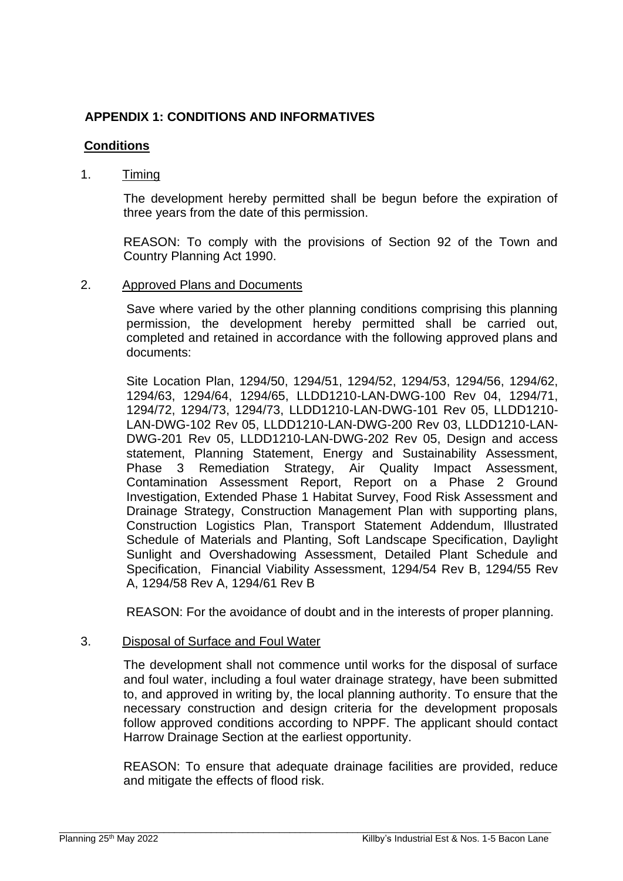## APPENDIX 1: CONDITIONS AND INFORMATIVES

### Conditions

1. Timing

   The development hereby permitted shall be begun before the expiration of three years from the date of this permission.

   REASON: To comply with the provisions of Section 92 of the Town and Country Planning Act 1990.

2. Approved Plans and Documents

   Save where varied by the other planning conditions comprising this planning permission, the development hereby permitted shall be carried out, completed and retained in accordance with the following approved plans and documents:

   Site Location Plan, 1294/50, 1294/51, 1294/52, 1294/53, 1294/56, 1294/62, 1294/63, 1294/64, 1294/65, LLDD1210-LAN-DWG-100 Rev 04, 1294/71, 1294/72, 1294/73, 1294/73, LLDD1210-LAN-DWG-101 Rev 05, LLDD1210-LAN-DWG-102 Rev 05, LLDD1210-LAN-DWG-200 Rev 03, LLDD1210-LAN-DWG-201 Rev 05, LLDD1210-LAN-DWG-202 Rev 05, Design and access statement, Planning Statement, Energy and Sustainability Assessment, Phase 3 Remediation Strategy, Air Quality Impact Assessment, Contamination Assessment Report, Report on a Phase 2 Ground Investigation, Extended Phase 1 Habitat Survey, Food Risk Assessment and Drainage Strategy, Construction Management Plan with supporting plans, Construction Logistics Plan, Transport Statement Addendum, Illustrated Schedule of Materials and Planting, Soft Landscape Specification, Daylight Sunlight and Overshadowing Assessment, Detailed Plant Schedule and Specification, Financial Viability Assessment, 1294/54 Rev B, 1294/55 Rev A, 1294/58 Rev A, 1294/61 Rev B

   REASON: For the avoidance of doubt and in the interests of proper planning.

3. Disposal of Surface and Foul Water

   The development shall not commence until works for the disposal of surface and foul water, including a foul water drainage strategy, have been submitted to, and approved in writing by, the local planning authority. To ensure that the necessary construction and design criteria for the development proposals follow approved conditions according to NPPF. The applicant should contact Harrow Drainage Section at the earliest opportunity.

   REASON: To ensure that adequate drainage facilities are provided, reduce and mitigate the effects of flood risk.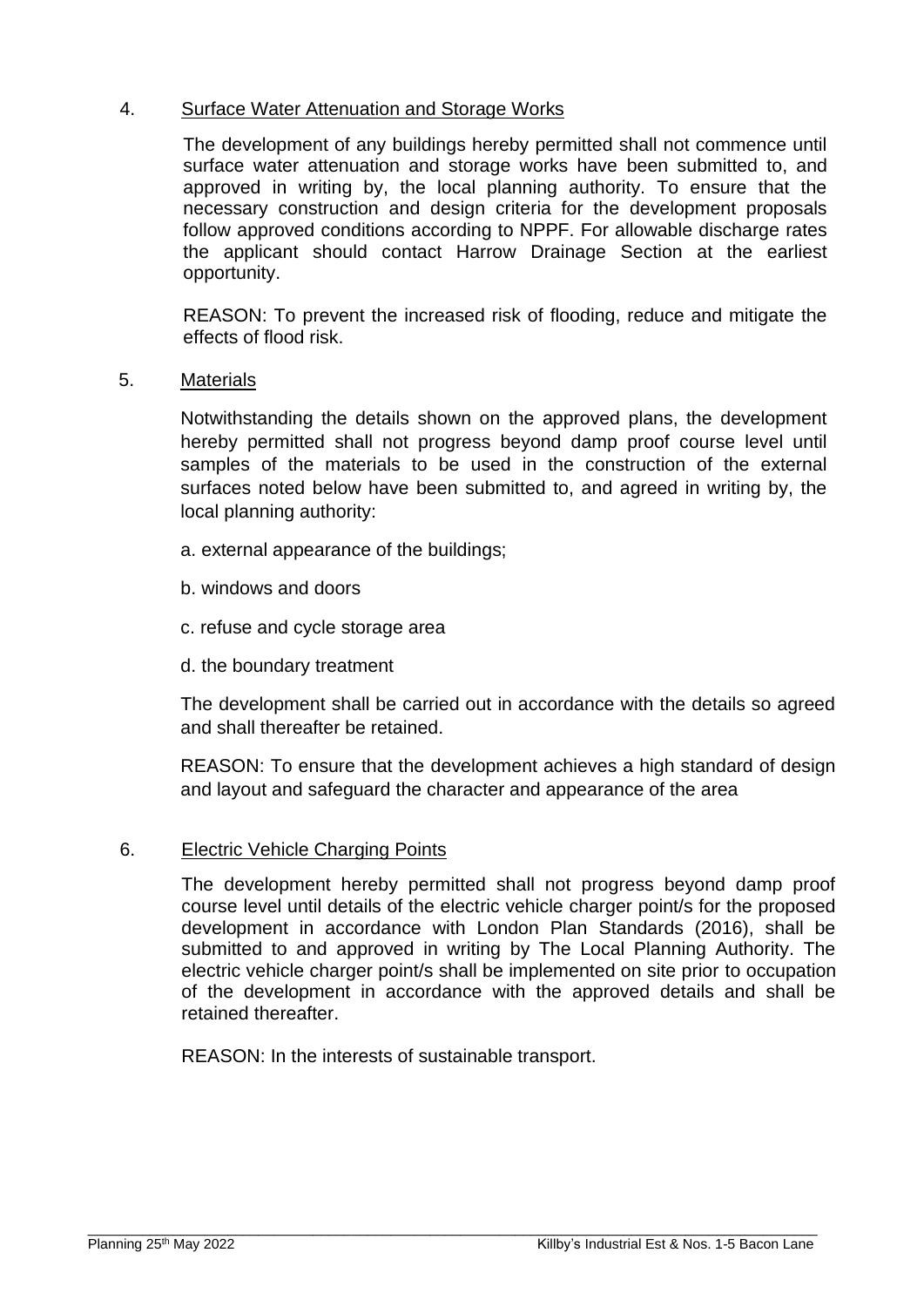4. <u>Surface Water Attenuation and Storage Works</u>

The development of any buildings hereby permitted shall not commence until surface water attenuation and storage works have been submitted to, and approved in writing by, the local planning authority. To ensure that the necessary construction and design criteria for the development proposals follow approved conditions according to NPPF. For allowable discharge rates the applicant should contact Harrow Drainage Section at the earliest opportunity.

REASON: To prevent the increased risk of flooding, reduce and mitigate the effects of flood risk.

5. <u>Materials</u>

Notwithstanding the details shown on the approved plans, the development hereby permitted shall not progress beyond damp proof course level until samples of the materials to be used in the construction of the external surfaces noted below have been submitted to, and agreed in writing by, the local planning authority:

a. external appearance of the buildings;

b. windows and doors

c. refuse and cycle storage area

d. the boundary treatment

The development shall be carried out in accordance with the details so agreed and shall thereafter be retained.

REASON: To ensure that the development achieves a high standard of design and layout and safeguard the character and appearance of the area

6. <u>Electric Vehicle Charging Points</u>

The development hereby permitted shall not progress beyond damp proof course level until details of the electric vehicle charger point/s for the proposed development in accordance with London Plan Standards (2016), shall be submitted to and approved in writing by The Local Planning Authority. The electric vehicle charger point/s shall be implemented on site prior to occupation of the development in accordance with the approved details and shall be retained thereafter.

REASON: In the interests of sustainable transport.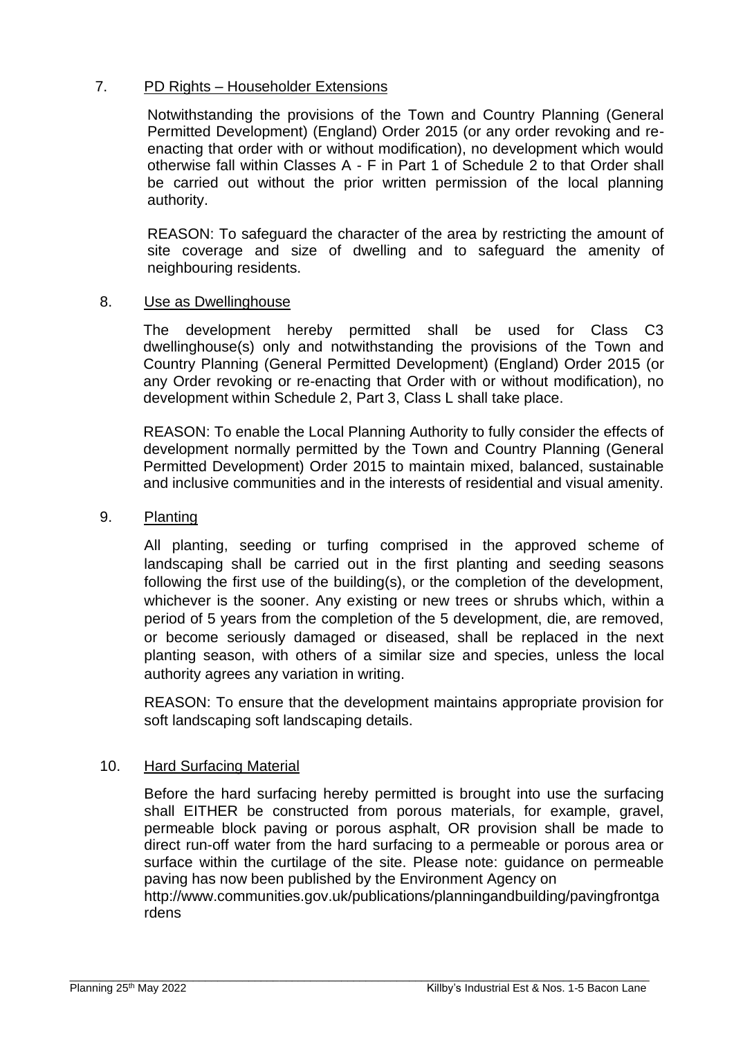7. <u>PD Rights – Householder Extensions</u>

   Notwithstanding the provisions of the Town and Country Planning (General Permitted Development) (England) Order 2015 (or any order revoking and re-enacting that order with or without modification), no development which would otherwise fall within Classes A - F in Part 1 of Schedule 2 to that Order shall be carried out without the prior written permission of the local planning authority.

   REASON: To safeguard the character of the area by restricting the amount of site coverage and size of dwelling and to safeguard the amenity of neighbouring residents.

8. <u>Use as Dwellinghouse</u>

   The development hereby permitted shall be used for Class C3 dwellinghouse(s) only and notwithstanding the provisions of the Town and Country Planning (General Permitted Development) (England) Order 2015 (or any Order revoking or re-enacting that Order with or without modification), no development within Schedule 2, Part 3, Class L shall take place.

   REASON: To enable the Local Planning Authority to fully consider the effects of development normally permitted by the Town and Country Planning (General Permitted Development) Order 2015 to maintain mixed, balanced, sustainable and inclusive communities and in the interests of residential and visual amenity.

9. <u>Planting</u>

   All planting, seeding or turfing comprised in the approved scheme of landscaping shall be carried out in the first planting and seeding seasons following the first use of the building(s), or the completion of the development, whichever is the sooner. Any existing or new trees or shrubs which, within a period of 5 years from the completion of the 5 development, die, are removed, or become seriously damaged or diseased, shall be replaced in the next planting season, with others of a similar size and species, unless the local authority agrees any variation in writing.

   REASON: To ensure that the development maintains appropriate provision for soft landscaping soft landscaping details.

10. <u>Hard Surfacing Material</u>

    Before the hard surfacing hereby permitted is brought into use the surfacing shall EITHER be constructed from porous materials, for example, gravel, permeable block paving or porous asphalt, OR provision shall be made to direct run-off water from the hard surfacing to a permeable or porous area or surface within the curtilage of the site. Please note: guidance on permeable paving has now been published by the Environment Agency on http://www.communities.gov.uk/publications/planningandbuilding/pavingfrontgardens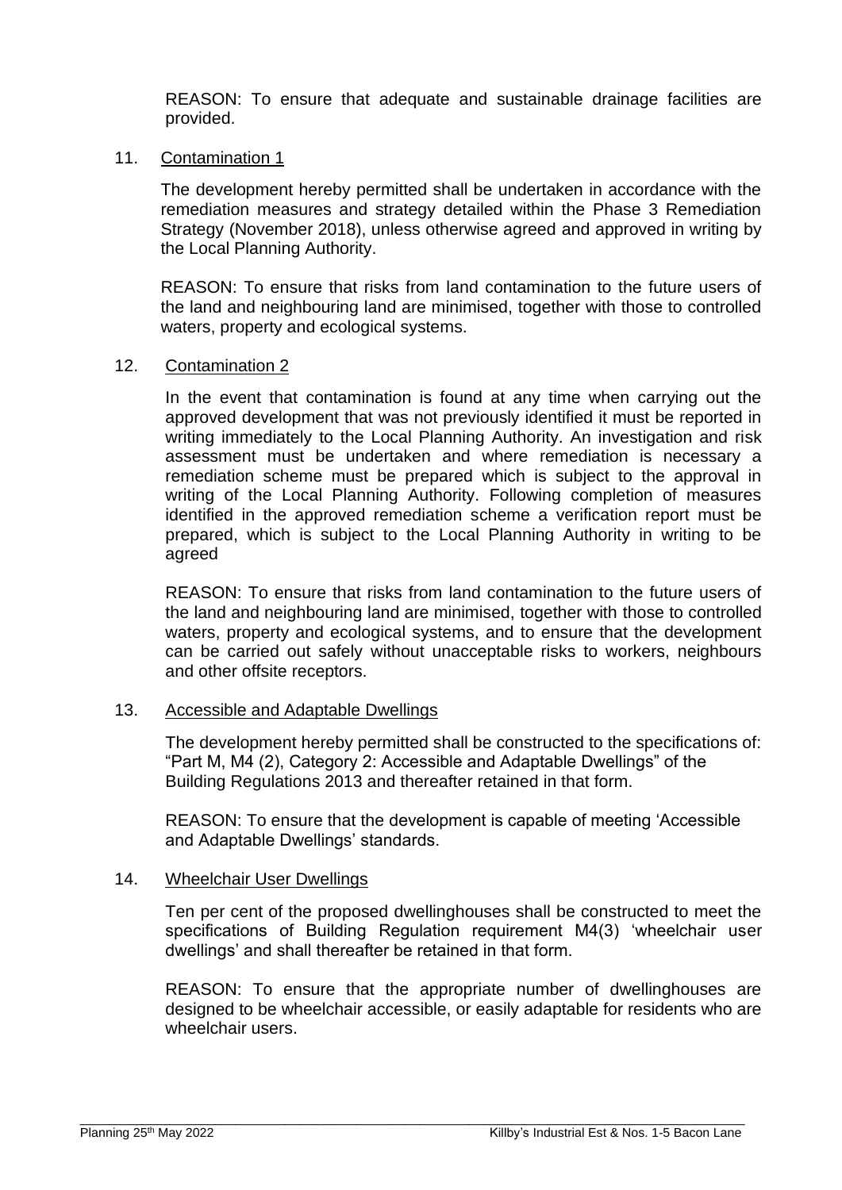REASON: To ensure that adequate and sustainable drainage facilities are provided.

11. Contamination 1

The development hereby permitted shall be undertaken in accordance with the remediation measures and strategy detailed within the Phase 3 Remediation Strategy (November 2018), unless otherwise agreed and approved in writing by the Local Planning Authority.

REASON: To ensure that risks from land contamination to the future users of the land and neighbouring land are minimised, together with those to controlled waters, property and ecological systems.

12. Contamination 2

In the event that contamination is found at any time when carrying out the approved development that was not previously identified it must be reported in writing immediately to the Local Planning Authority. An investigation and risk assessment must be undertaken and where remediation is necessary a remediation scheme must be prepared which is subject to the approval in writing of the Local Planning Authority. Following completion of measures identified in the approved remediation scheme a verification report must be prepared, which is subject to the Local Planning Authority in writing to be agreed

REASON: To ensure that risks from land contamination to the future users of the land and neighbouring land are minimised, together with those to controlled waters, property and ecological systems, and to ensure that the development can be carried out safely without unacceptable risks to workers, neighbours and other offsite receptors.

13. Accessible and Adaptable Dwellings

The development hereby permitted shall be constructed to the specifications of: "Part M, M4 (2), Category 2: Accessible and Adaptable Dwellings" of the Building Regulations 2013 and thereafter retained in that form.

REASON: To ensure that the development is capable of meeting 'Accessible and Adaptable Dwellings' standards.

14. Wheelchair User Dwellings

Ten per cent of the proposed dwellinghouses shall be constructed to meet the specifications of Building Regulation requirement M4(3) 'wheelchair user dwellings' and shall thereafter be retained in that form.

REASON: To ensure that the appropriate number of dwellinghouses are designed to be wheelchair accessible, or easily adaptable for residents who are wheelchair users.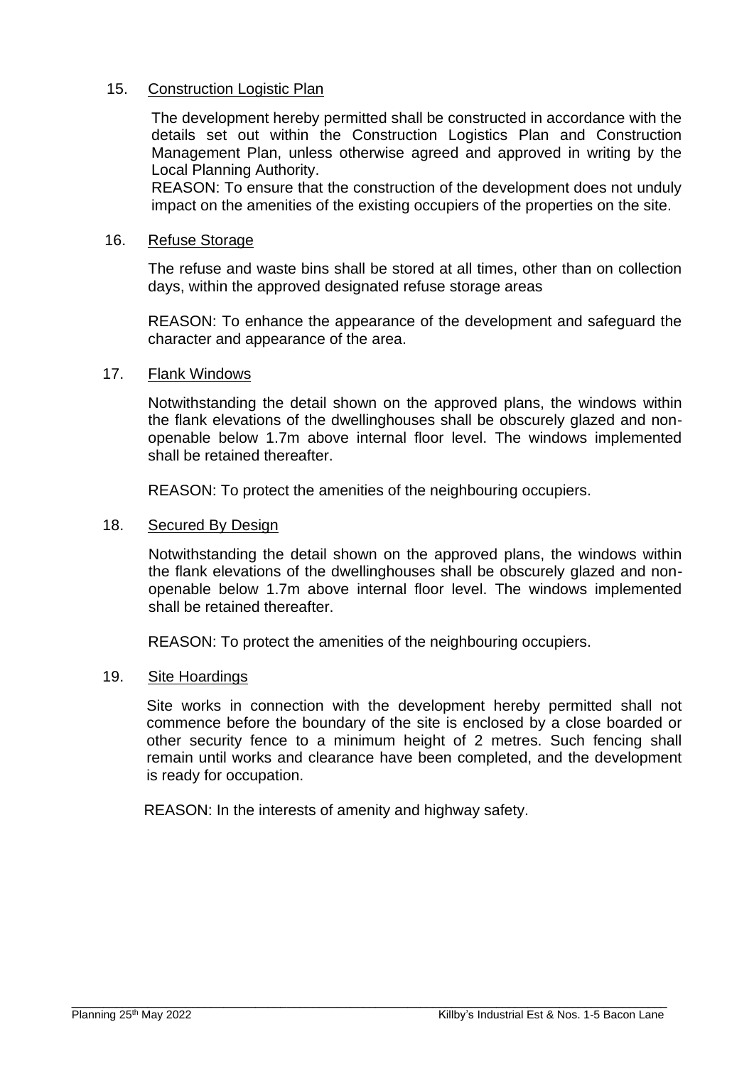15. <u>Construction Logistic Plan</u>

    The development hereby permitted shall be constructed in accordance with the details set out within the Construction Logistics Plan and Construction Management Plan, unless otherwise agreed and approved in writing by the Local Planning Authority.
    REASON: To ensure that the construction of the development does not unduly impact on the amenities of the existing occupiers of the properties on the site.

16. <u>Refuse Storage</u>

    The refuse and waste bins shall be stored at all times, other than on collection days, within the approved designated refuse storage areas

    REASON: To enhance the appearance of the development and safeguard the character and appearance of the area.

17. <u>Flank Windows</u>

    Notwithstanding the detail shown on the approved plans, the windows within the flank elevations of the dwellinghouses shall be obscurely glazed and non-openable below 1.7m above internal floor level. The windows implemented shall be retained thereafter.

    REASON: To protect the amenities of the neighbouring occupiers.

18. <u>Secured By Design</u>

    Notwithstanding the detail shown on the approved plans, the windows within the flank elevations of the dwellinghouses shall be obscurely glazed and non-openable below 1.7m above internal floor level. The windows implemented shall be retained thereafter.

    REASON: To protect the amenities of the neighbouring occupiers.

19. <u>Site Hoardings</u>

    Site works in connection with the development hereby permitted shall not commence before the boundary of the site is enclosed by a close boarded or other security fence to a minimum height of 2 metres. Such fencing shall remain until works and clearance have been completed, and the development is ready for occupation.

    REASON: In the interests of amenity and highway safety.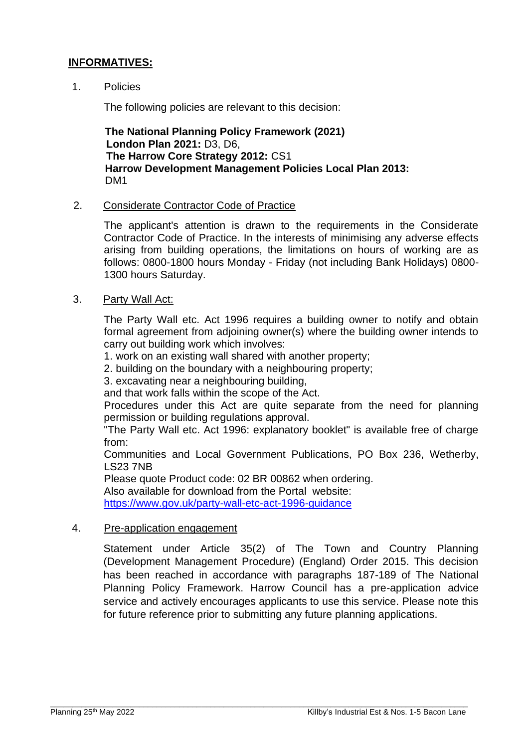**INFORMATIVES:**

1. Policies

   The following policies are relevant to this decision:

   **The National Planning Policy Framework (2021)**
   **London Plan 2021:** D3, D6,
   **The Harrow Core Strategy 2012:** CS1
   **Harrow Development Management Policies Local Plan 2013:** DM1

2. Considerate Contractor Code of Practice

   The applicant's attention is drawn to the requirements in the Considerate Contractor Code of Practice. In the interests of minimising any adverse effects arising from building operations, the limitations on hours of working are as follows: 0800-1800 hours Monday - Friday (not including Bank Holidays) 0800-1300 hours Saturday.

3. Party Wall Act:

   The Party Wall etc. Act 1996 requires a building owner to notify and obtain formal agreement from adjoining owner(s) where the building owner intends to carry out building work which involves:
   1. work on an existing wall shared with another property;
   2. building on the boundary with a neighbouring property;
   3. excavating near a neighbouring building,
   and that work falls within the scope of the Act.
   Procedures under this Act are quite separate from the need for planning permission or building regulations approval.
   "The Party Wall etc. Act 1996: explanatory booklet" is available free of charge from:
   Communities and Local Government Publications, PO Box 236, Wetherby, LS23 7NB
   Please quote Product code: 02 BR 00862 when ordering.
   Also available for download from the Portal website:
   https://www.gov.uk/party-wall-etc-act-1996-guidance

4. Pre-application engagement

   Statement under Article 35(2) of The Town and Country Planning (Development Management Procedure) (England) Order 2015. This decision has been reached in accordance with paragraphs 187-189 of The National Planning Policy Framework. Harrow Council has a pre-application advice service and actively encourages applicants to use this service. Please note this for future reference prior to submitting any future planning applications.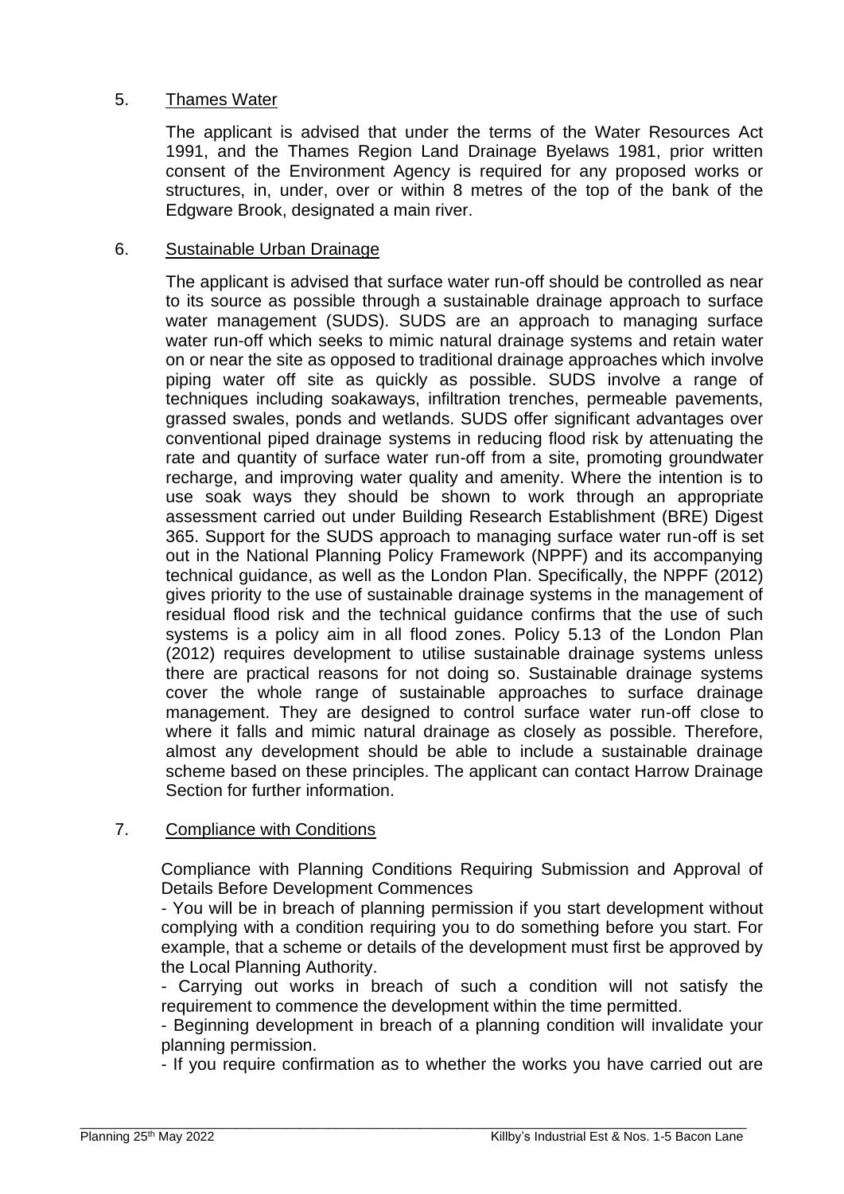5. Thames Water

The applicant is advised that under the terms of the Water Resources Act 1991, and the Thames Region Land Drainage Byelaws 1981, prior written consent of the Environment Agency is required for any proposed works or structures, in, under, over or within 8 metres of the top of the bank of the Edgware Brook, designated a main river.

6. Sustainable Urban Drainage

The applicant is advised that surface water run-off should be controlled as near to its source as possible through a sustainable drainage approach to surface water management (SUDS). SUDS are an approach to managing surface water run-off which seeks to mimic natural drainage systems and retain water on or near the site as opposed to traditional drainage approaches which involve piping water off site as quickly as possible. SUDS involve a range of techniques including soakaways, infiltration trenches, permeable pavements, grassed swales, ponds and wetlands. SUDS offer significant advantages over conventional piped drainage systems in reducing flood risk by attenuating the rate and quantity of surface water run-off from a site, promoting groundwater recharge, and improving water quality and amenity. Where the intention is to use soak ways they should be shown to work through an appropriate assessment carried out under Building Research Establishment (BRE) Digest 365. Support for the SUDS approach to managing surface water run-off is set out in the National Planning Policy Framework (NPPF) and its accompanying technical guidance, as well as the London Plan. Specifically, the NPPF (2012) gives priority to the use of sustainable drainage systems in the management of residual flood risk and the technical guidance confirms that the use of such systems is a policy aim in all flood zones. Policy 5.13 of the London Plan (2012) requires development to utilise sustainable drainage systems unless there are practical reasons for not doing so. Sustainable drainage systems cover the whole range of sustainable approaches to surface drainage management. They are designed to control surface water run-off close to where it falls and mimic natural drainage as closely as possible. Therefore, almost any development should be able to include a sustainable drainage scheme based on these principles. The applicant can contact Harrow Drainage Section for further information.

7. Compliance with Conditions

Compliance with Planning Conditions Requiring Submission and Approval of Details Before Development Commences

- You will be in breach of planning permission if you start development without complying with a condition requiring you to do something before you start. For example, that a scheme or details of the development must first be approved by the Local Planning Authority.
- Carrying out works in breach of such a condition will not satisfy the requirement to commence the development within the time permitted.
- Beginning development in breach of a planning condition will invalidate your planning permission.
- If you require confirmation as to whether the works you have carried out are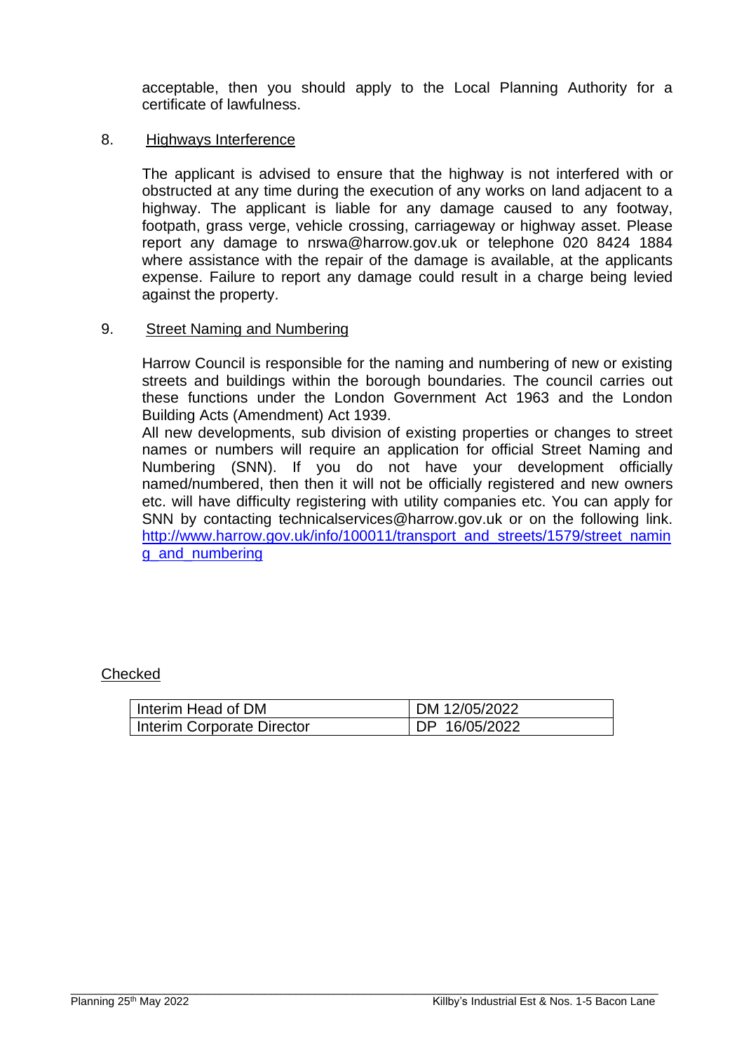acceptable, then you should apply to the Local Planning Authority for a certificate of lawfulness.

8. Highways Interference

The applicant is advised to ensure that the highway is not interfered with or obstructed at any time during the execution of any works on land adjacent to a highway. The applicant is liable for any damage caused to any footway, footpath, grass verge, vehicle crossing, carriageway or highway asset. Please report any damage to nrswa@harrow.gov.uk or telephone 020 8424 1884 where assistance with the repair of the damage is available, at the applicants expense. Failure to report any damage could result in a charge being levied against the property.

9. Street Naming and Numbering

Harrow Council is responsible for the naming and numbering of new or existing streets and buildings within the borough boundaries. The council carries out these functions under the London Government Act 1963 and the London Building Acts (Amendment) Act 1939.
All new developments, sub division of existing properties or changes to street names or numbers will require an application for official Street Naming and Numbering (SNN). If you do not have your development officially named/numbered, then then it will not be officially registered and new owners etc. will have difficulty registering with utility companies etc. You can apply for SNN by contacting technicalservices@harrow.gov.uk or on the following link. http://www.harrow.gov.uk/info/100011/transport_and_streets/1579/street_naming_and_numbering

Checked

| Interim Head of DM | DM 12/05/2022 |
|---|---|
| Interim Corporate Director | DP 16/05/2022 |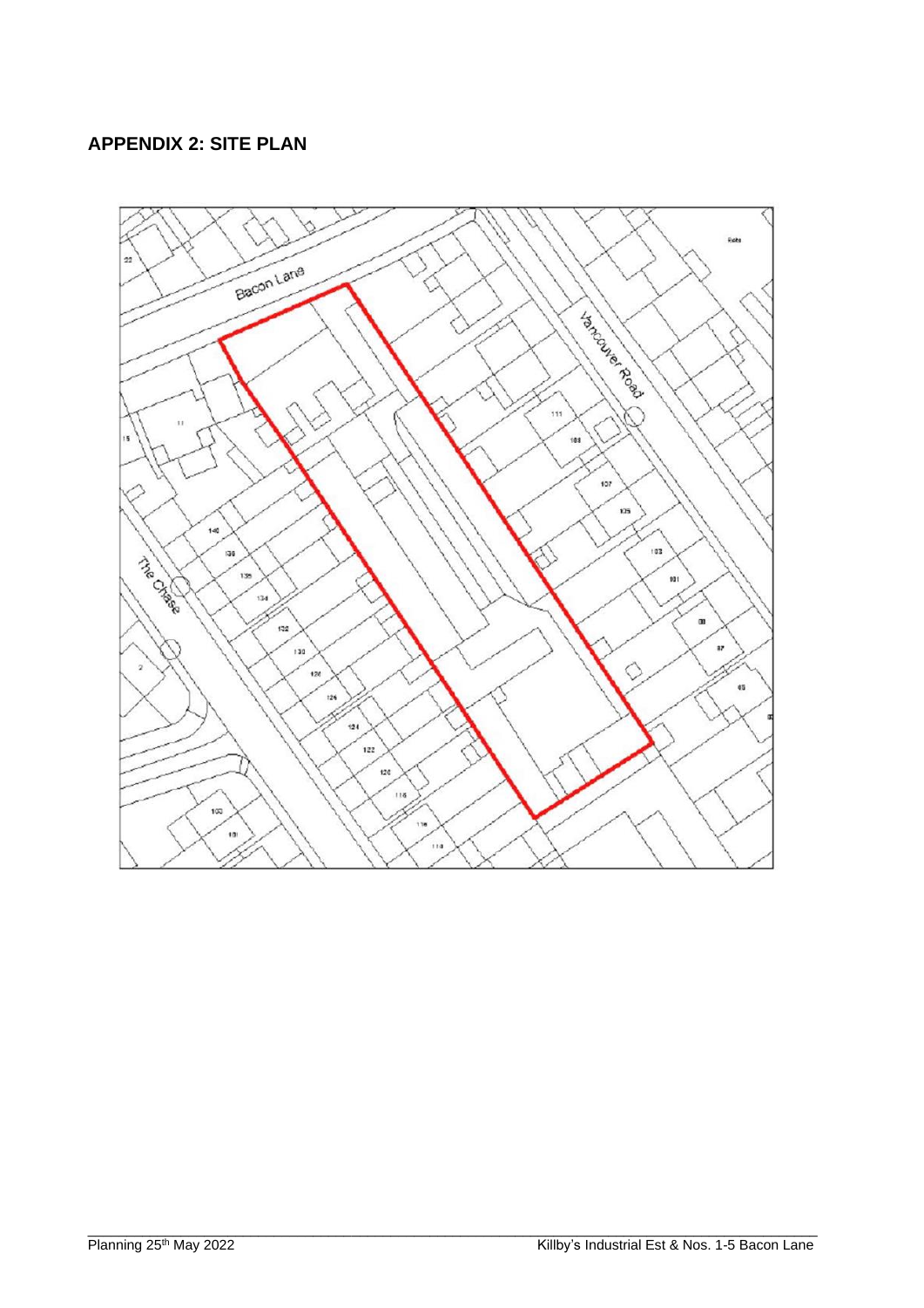## APPENDIX 2: SITE PLAN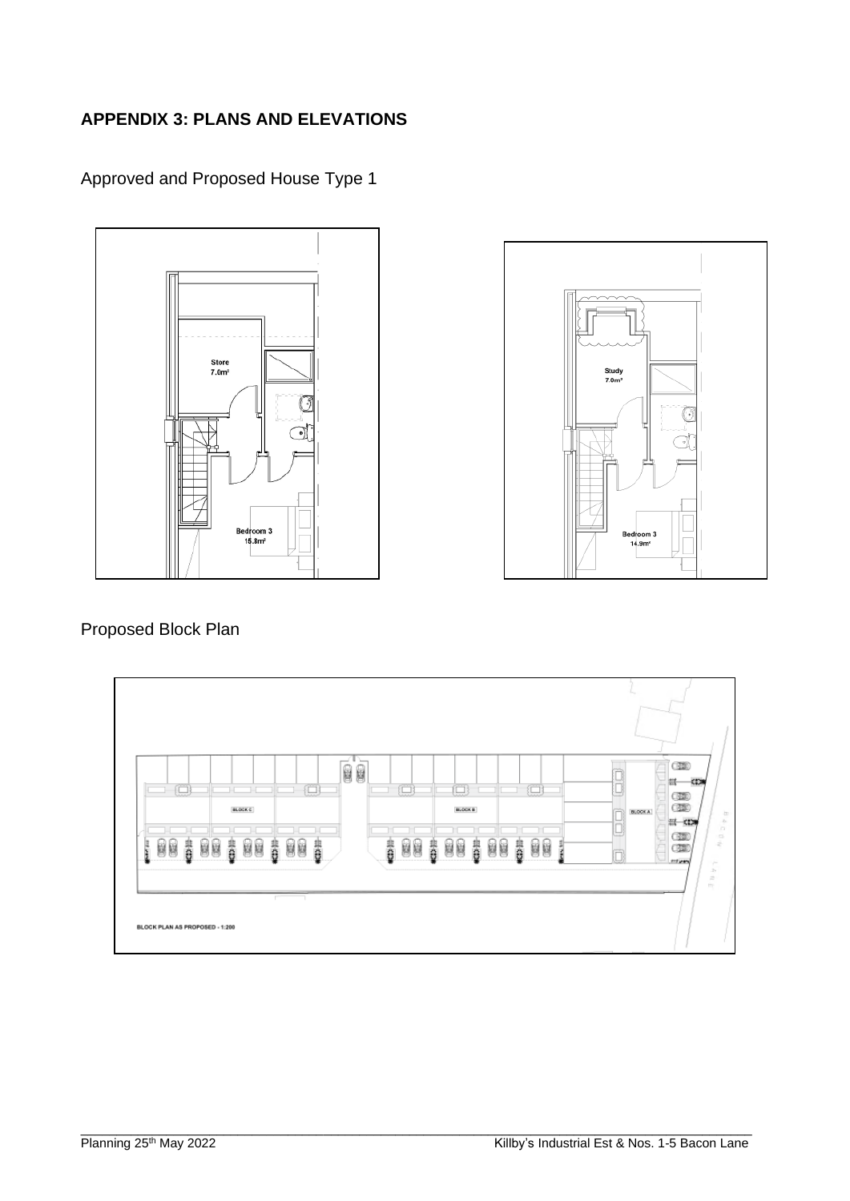## APPENDIX 3: PLANS AND ELEVATIONS

Approved and Proposed House Type 1

Store
7.0m²

Bedroom 3
15.8m²

Study
7.0m²

Bedroom 3
14.9m²

Proposed Block Plan

BLOCK C

BLOCK B

BLOCK A

BACON LANE

BLOCK PLAN AS PROPOSED - 1:200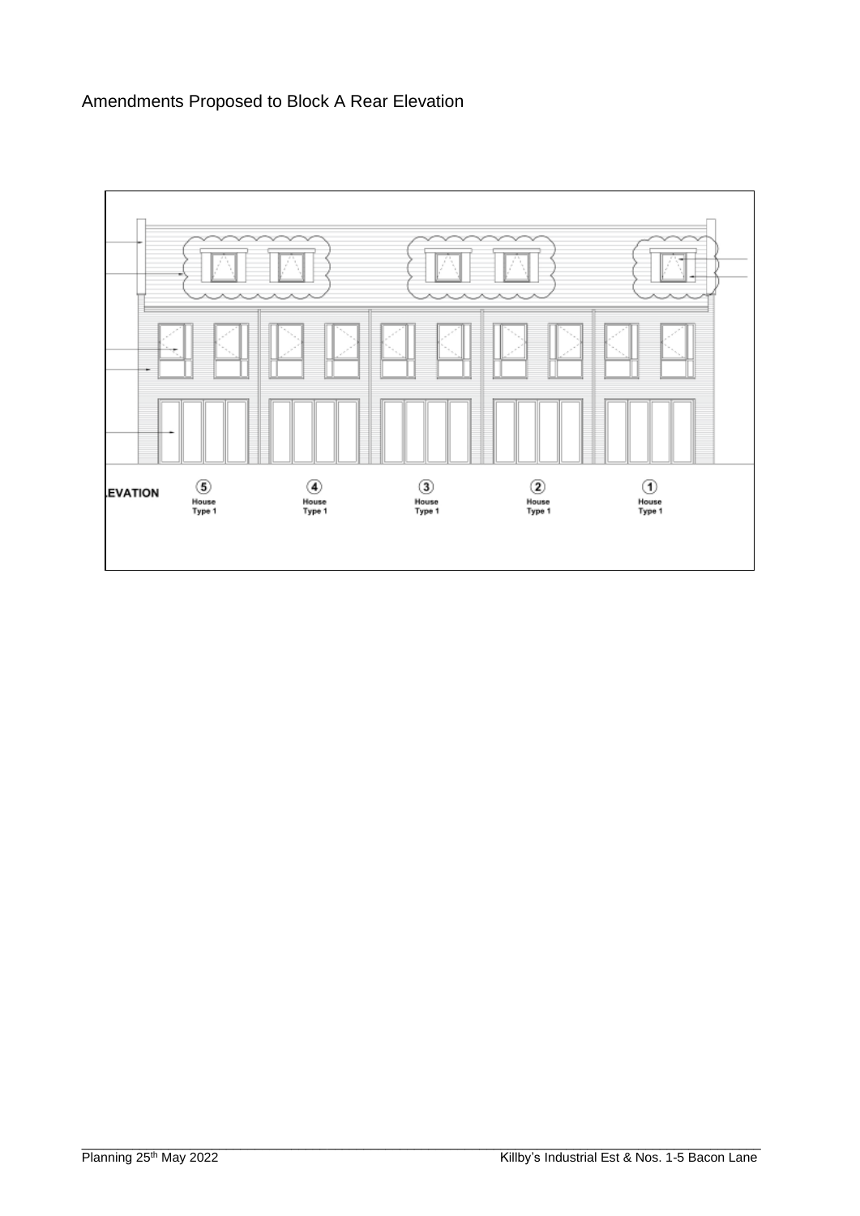Amendments Proposed to Block A Rear Elevation

EVATION

⑤ House Type 1

④ House Type 1

③ House Type 1

② House Type 1

① House Type 1